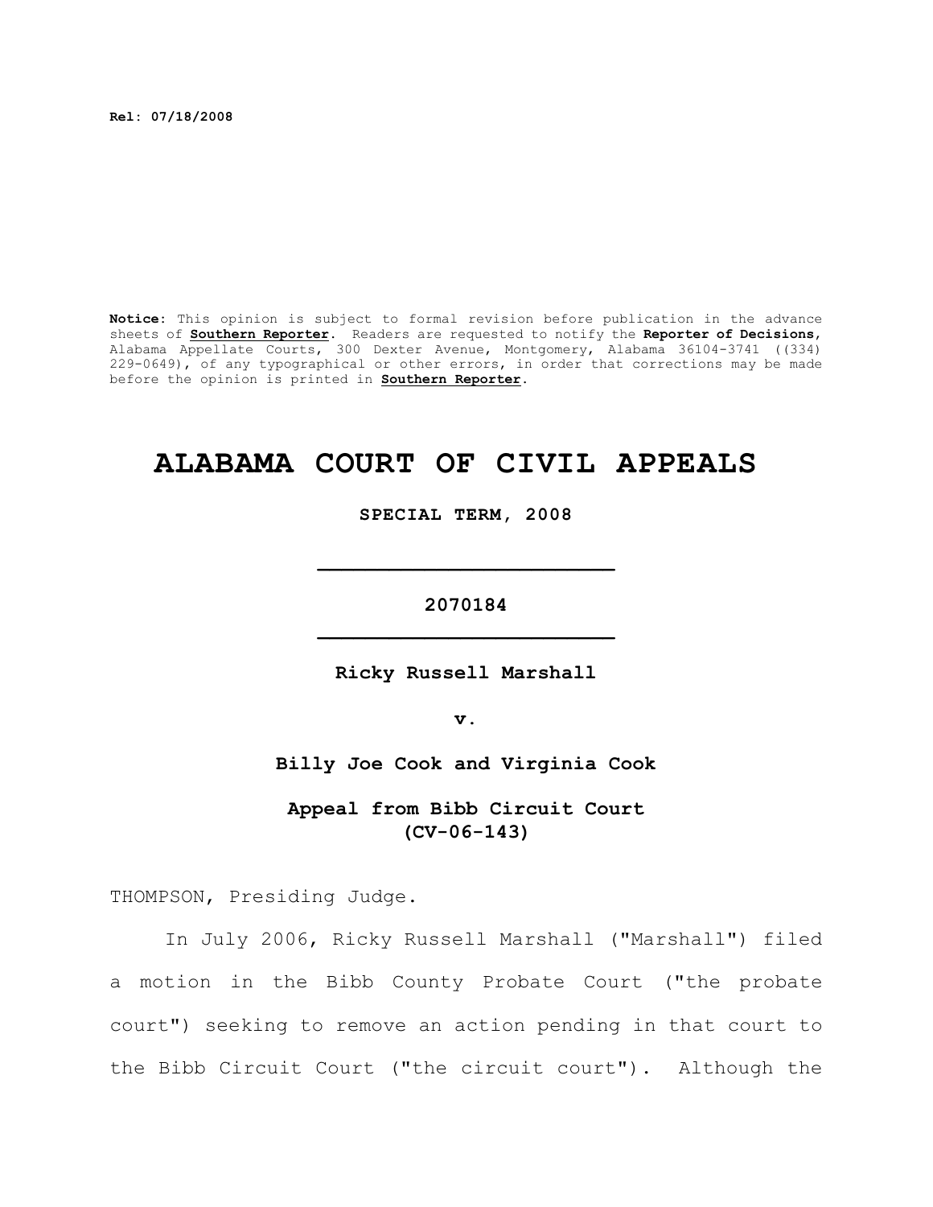**Rel: 07/18/2008**

**Notice:** This opinion is subject to formal revision before publication in the advance sheets of **Southern Reporter**. Readers are requested to notify the **Reporter of Decisions**, Alabama Appellate Courts, 300 Dexter Avenue, Montgomery, Alabama 36104-3741 ((334) 229-0649), of any typographical or other errors, in order that corrections may be made before the opinion is printed in **Southern Reporter**.

# ALABAMA COURT OF CIVIL APPEALS

**SPECIAL TERM, 2008**

---

**2070184**

---

**Ricky Russell Marshall**

**v.**

**Billy Joe Cook and Virginia Cook**

**Appeal from Bibb Circuit Court**
**(CV-06-143)**

THOMPSON, Presiding Judge.

In July 2006, Ricky Russell Marshall ("Marshall") filed a motion in the Bibb County Probate Court ("the probate court") seeking to remove an action pending in that court to the Bibb Circuit Court ("the circuit court"). Although the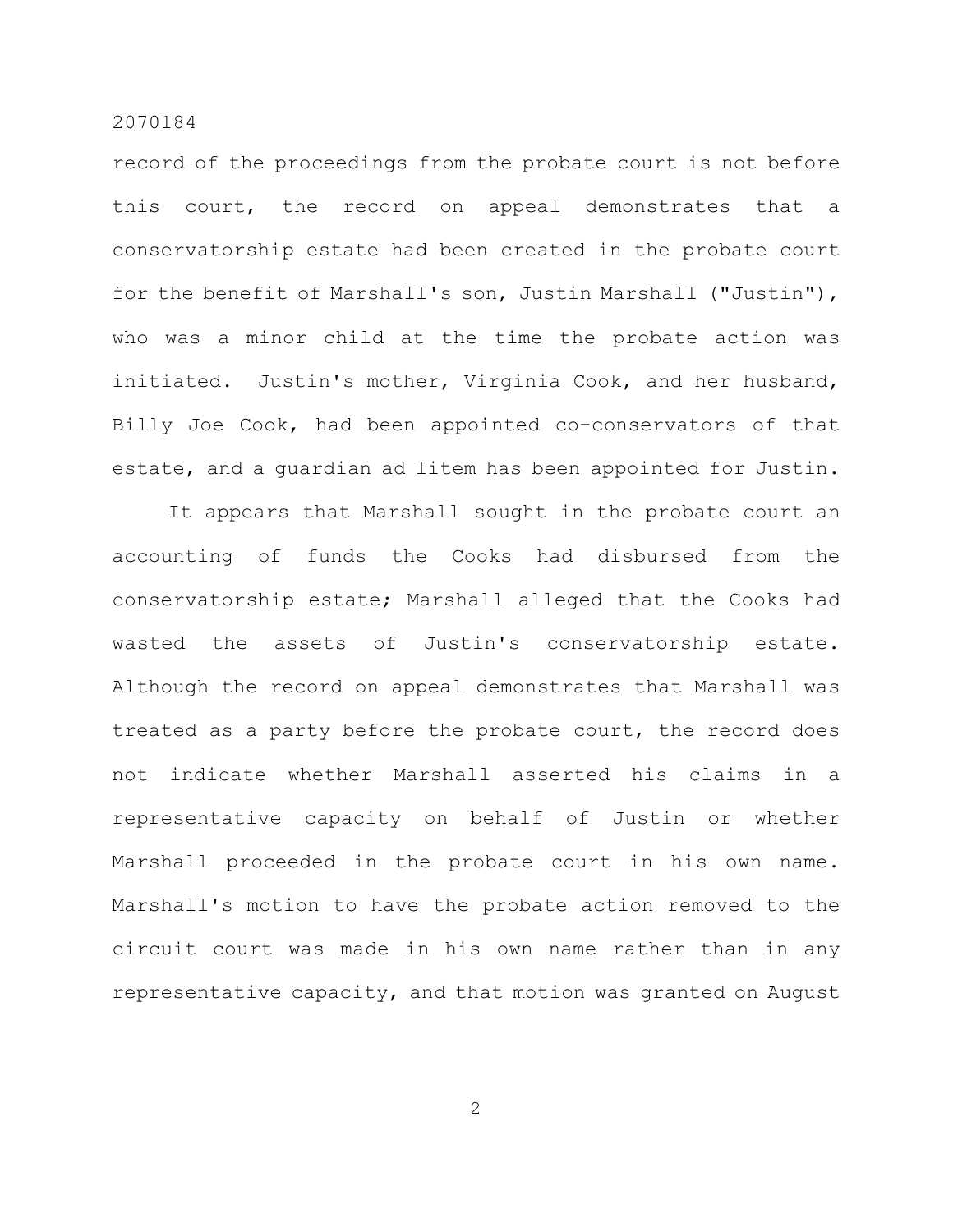record of the proceedings from the probate court is not before this court, the record on appeal demonstrates that a conservatorship estate had been created in the probate court for the benefit of Marshall's son, Justin Marshall ("Justin"), who was a minor child at the time the probate action was initiated. Justin's mother, Virginia Cook, and her husband, Billy Joe Cook, had been appointed co-conservators of that estate, and a guardian ad litem has been appointed for Justin.

It appears that Marshall sought in the probate court an accounting of funds the Cooks had disbursed from the conservatorship estate; Marshall alleged that the Cooks had wasted the assets of Justin's conservatorship estate. Although the record on appeal demonstrates that Marshall was treated as a party before the probate court, the record does not indicate whether Marshall asserted his claims in a representative capacity on behalf of Justin or whether Marshall proceeded in the probate court in his own name. Marshall's motion to have the probate action removed to the circuit court was made in his own name rather than in any representative capacity, and that motion was granted on August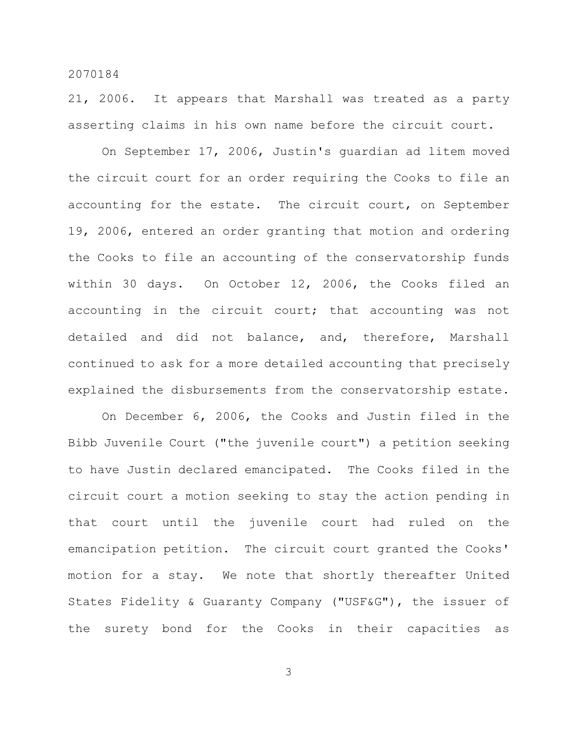21, 2006. It appears that Marshall was treated as a party asserting claims in his own name before the circuit court.

On September 17, 2006, Justin's guardian ad litem moved the circuit court for an order requiring the Cooks to file an accounting for the estate. The circuit court, on September 19, 2006, entered an order granting that motion and ordering the Cooks to file an accounting of the conservatorship funds within 30 days. On October 12, 2006, the Cooks filed an accounting in the circuit court; that accounting was not detailed and did not balance, and, therefore, Marshall continued to ask for a more detailed accounting that precisely explained the disbursements from the conservatorship estate.

On December 6, 2006, the Cooks and Justin filed in the Bibb Juvenile Court ("the juvenile court") a petition seeking to have Justin declared emancipated. The Cooks filed in the circuit court a motion seeking to stay the action pending in that court until the juvenile court had ruled on the emancipation petition. The circuit court granted the Cooks' motion for a stay. We note that shortly thereafter United States Fidelity & Guaranty Company ("USF&G"), the issuer of the surety bond for the Cooks in their capacities as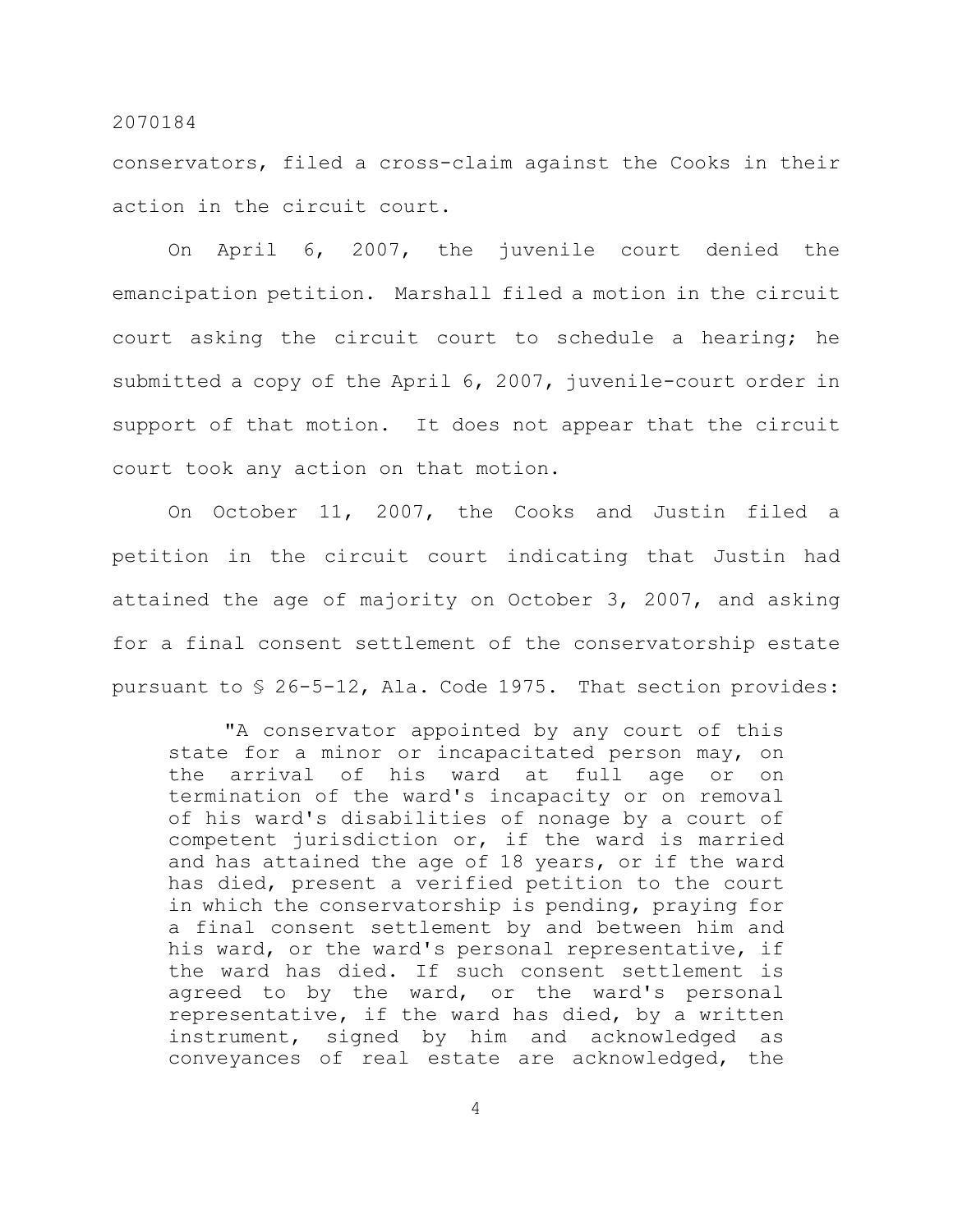conservators, filed a cross-claim against the Cooks in their action in the circuit court.

On April 6, 2007, the juvenile court denied the emancipation petition. Marshall filed a motion in the circuit court asking the circuit court to schedule a hearing; he submitted a copy of the April 6, 2007, juvenile-court order in support of that motion. It does not appear that the circuit court took any action on that motion.

On October 11, 2007, the Cooks and Justin filed a petition in the circuit court indicating that Justin had attained the age of majority on October 3, 2007, and asking for a final consent settlement of the conservatorship estate pursuant to § 26-5-12, Ala. Code 1975. That section provides:

> "A conservator appointed by any court of this state for a minor or incapacitated person may, on the arrival of his ward at full age or on termination of the ward's incapacity or on removal of his ward's disabilities of nonage by a court of competent jurisdiction or, if the ward is married and has attained the age of 18 years, or if the ward has died, present a verified petition to the court in which the conservatorship is pending, praying for a final consent settlement by and between him and his ward, or the ward's personal representative, if the ward has died. If such consent settlement is agreed to by the ward, or the ward's personal representative, if the ward has died, by a written instrument, signed by him and acknowledged as conveyances of real estate are acknowledged, the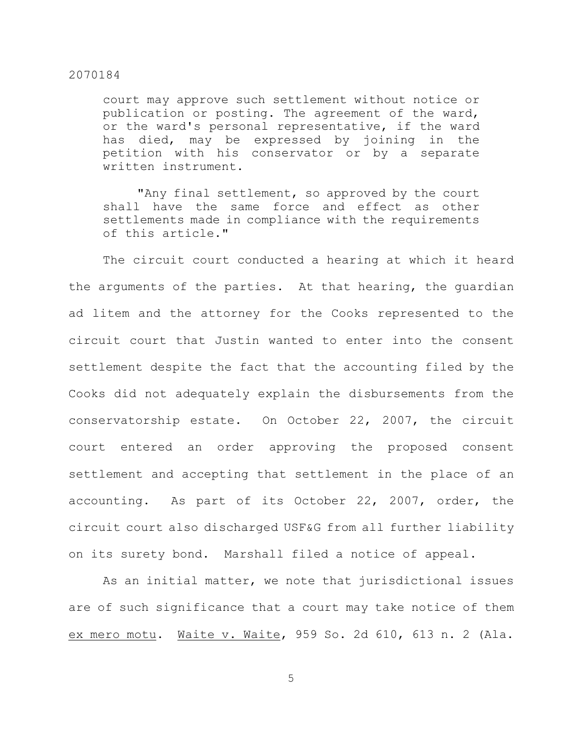> court may approve such settlement without notice or publication or posting. The agreement of the ward, or the ward's personal representative, if the ward has died, may be expressed by joining in the petition with his conservator or by a separate written instrument.
>
> "Any final settlement, so approved by the court shall have the same force and effect as other settlements made in compliance with the requirements of this article."

The circuit court conducted a hearing at which it heard the arguments of the parties. At that hearing, the guardian ad litem and the attorney for the Cooks represented to the circuit court that Justin wanted to enter into the consent settlement despite the fact that the accounting filed by the Cooks did not adequately explain the disbursements from the conservatorship estate. On October 22, 2007, the circuit court entered an order approving the proposed consent settlement and accepting that settlement in the place of an accounting. As part of its October 22, 2007, order, the circuit court also discharged USF&G from all further liability on its surety bond. Marshall filed a notice of appeal.

As an initial matter, we note that jurisdictional issues are of such significance that a court may take notice of them _ex mero motu_. _Waite v. Waite_, 959 So. 2d 610, 613 n. 2 (Ala.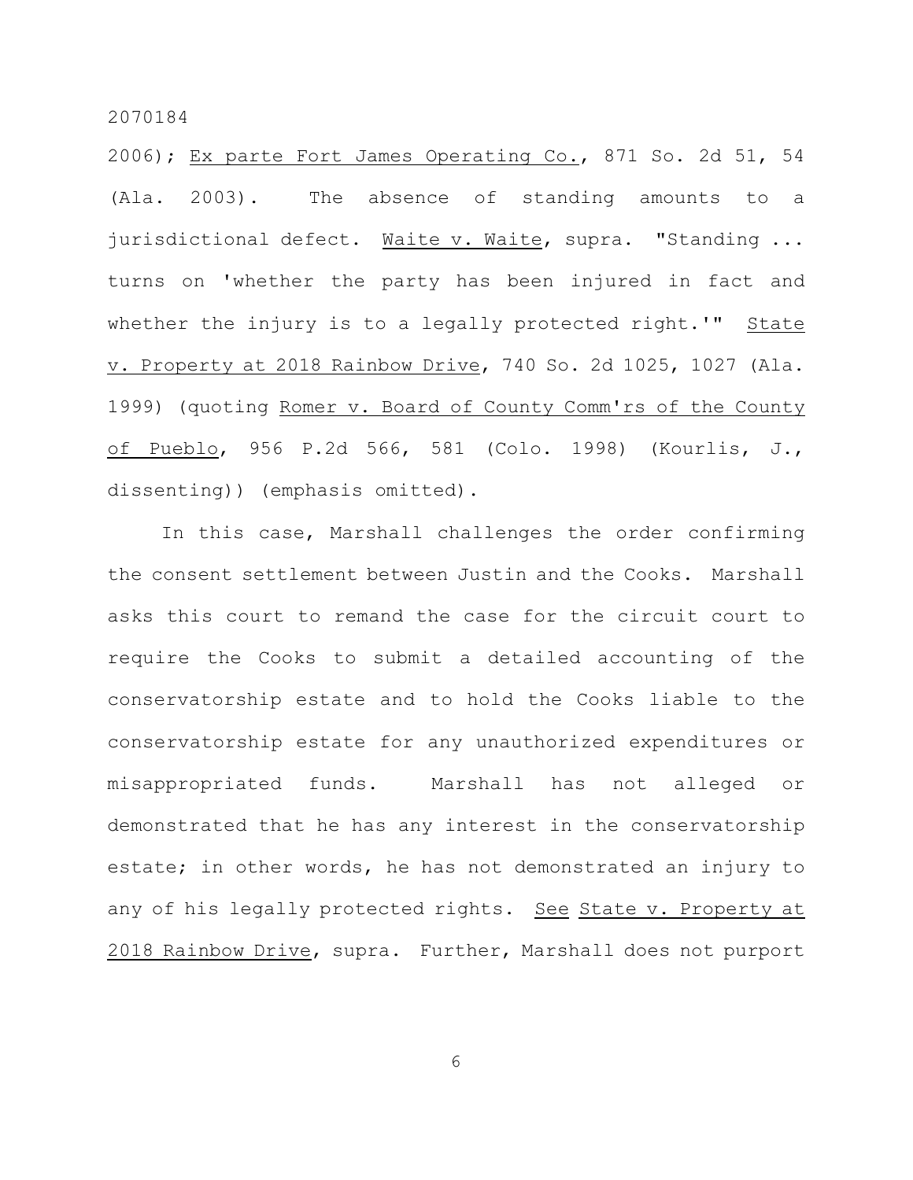2006); Ex parte Fort James Operating Co., 871 So. 2d 51, 54 (Ala. 2003). The absence of standing amounts to a jurisdictional defect. Waite v. Waite, supra. "Standing ... turns on 'whether the party has been injured in fact and whether the injury is to a legally protected right.'" State v. Property at 2018 Rainbow Drive, 740 So. 2d 1025, 1027 (Ala. 1999) (quoting Romer v. Board of County Comm'rs of the County of Pueblo, 956 P.2d 566, 581 (Colo. 1998) (Kourlis, J., dissenting)) (emphasis omitted).

In this case, Marshall challenges the order confirming the consent settlement between Justin and the Cooks. Marshall asks this court to remand the case for the circuit court to require the Cooks to submit a detailed accounting of the conservatorship estate and to hold the Cooks liable to the conservatorship estate for any unauthorized expenditures or misappropriated funds. Marshall has not alleged or demonstrated that he has any interest in the conservatorship estate; in other words, he has not demonstrated an injury to any of his legally protected rights. See State v. Property at 2018 Rainbow Drive, supra. Further, Marshall does not purport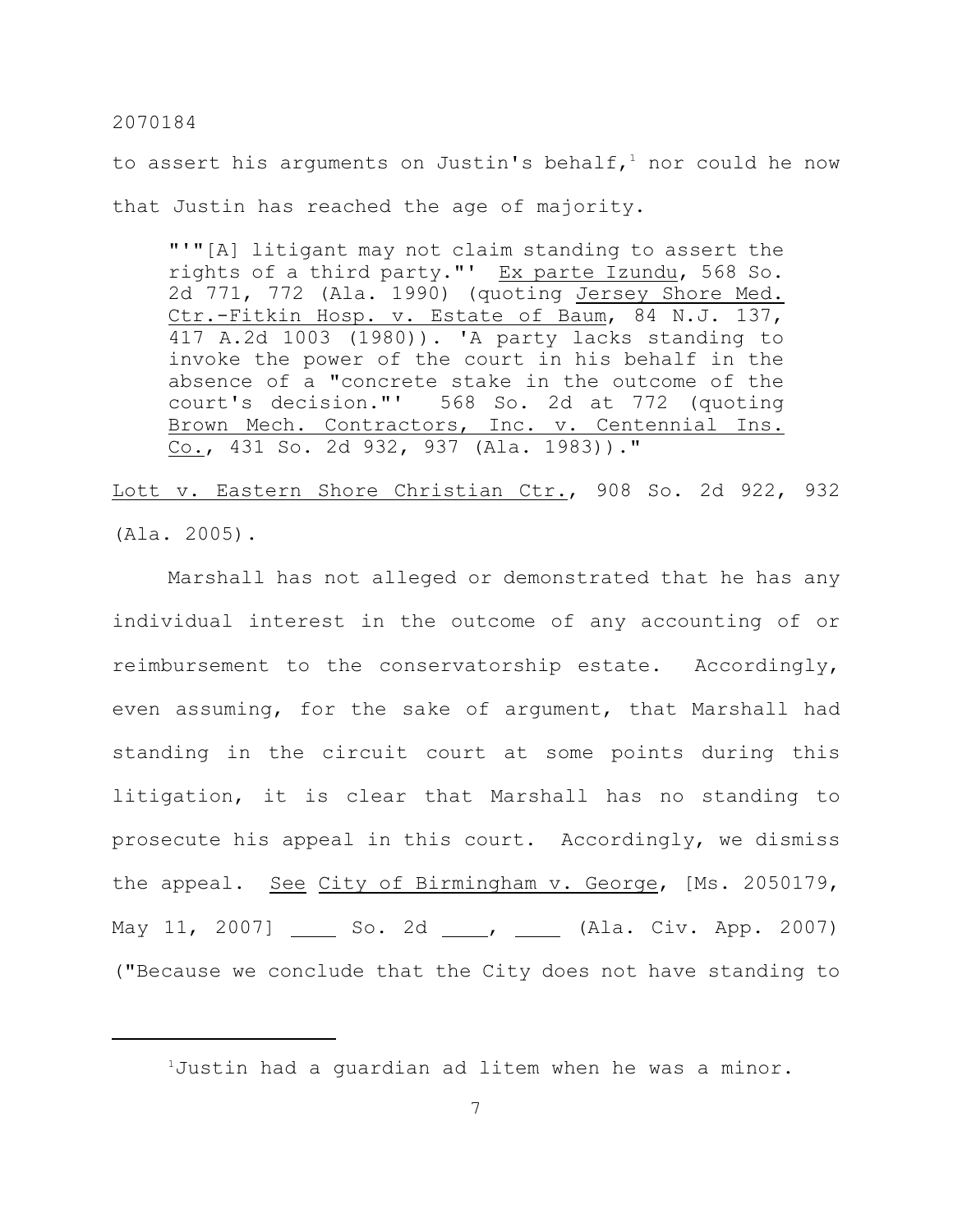to assert his arguments on Justin's behalf,[1] nor could he now that Justin has reached the age of majority.

> "'"[A] litigant may not claim standing to assert the rights of a third party."' Ex parte Izundu, 568 So. 2d 771, 772 (Ala. 1990) (quoting Jersey Shore Med. Ctr.-Fitkin Hosp. v. Estate of Baum, 84 N.J. 137, 417 A.2d 1003 (1980)). 'A party lacks standing to invoke the power of the court in his behalf in the absence of a "concrete stake in the outcome of the court's decision."' 568 So. 2d at 772 (quoting Brown Mech. Contractors, Inc. v. Centennial Ins. Co., 431 So. 2d 932, 937 (Ala. 1983))."

Lott v. Eastern Shore Christian Ctr., 908 So. 2d 922, 932 (Ala. 2005).

Marshall has not alleged or demonstrated that he has any individual interest in the outcome of any accounting of or reimbursement to the conservatorship estate. Accordingly, even assuming, for the sake of argument, that Marshall had standing in the circuit court at some points during this litigation, it is clear that Marshall has no standing to prosecute his appeal in this court. Accordingly, we dismiss the appeal. See City of Birmingham v. George, [Ms. 2050179, May 11, 2007] ____ So. 2d ____, ____ (Ala. Civ. App. 2007) ("Because we conclude that the City does not have standing to

[1] Justin had a guardian ad litem when he was a minor.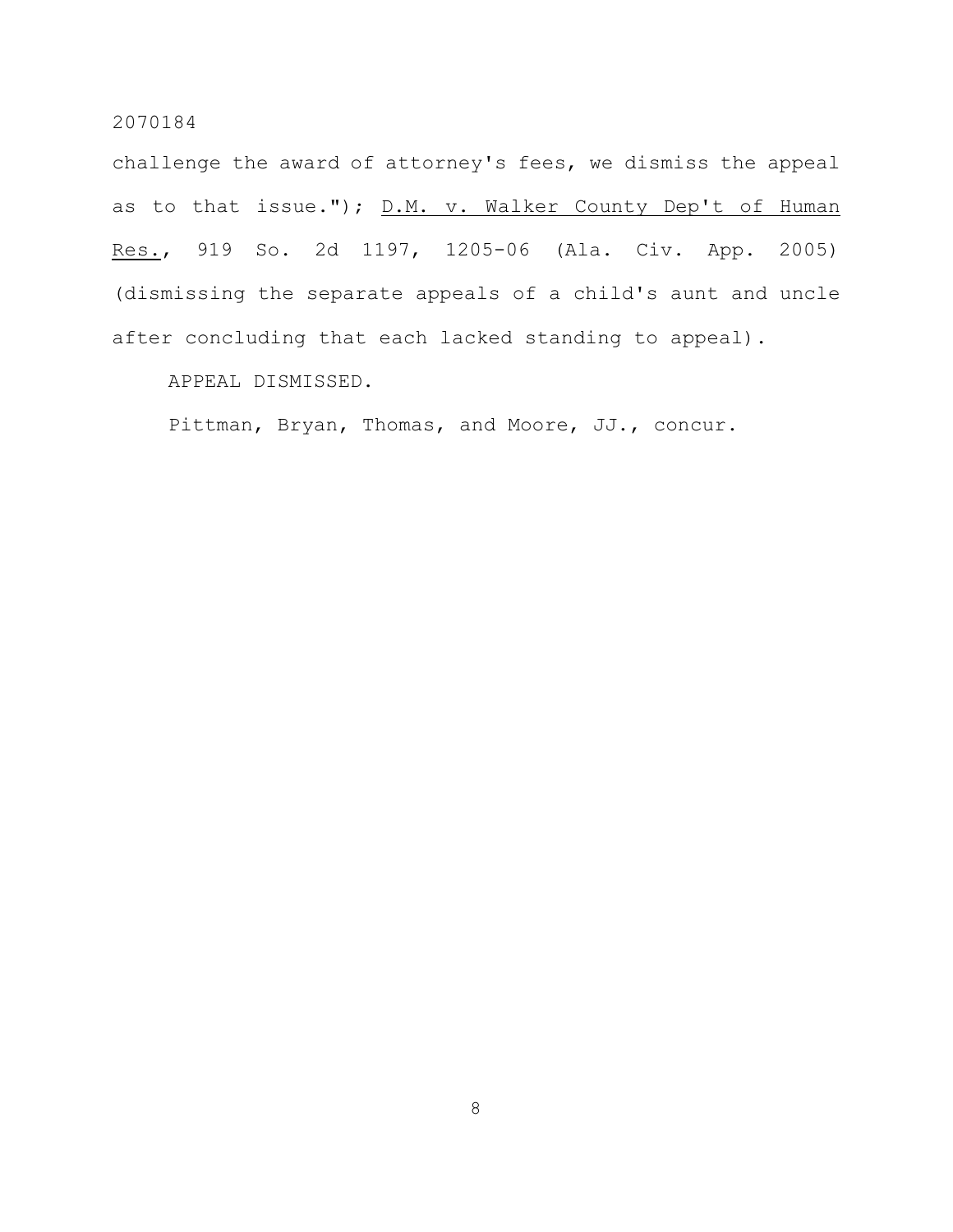challenge the award of attorney's fees, we dismiss the appeal as to that issue."); D.M. v. Walker County Dep't of Human Res., 919 So. 2d 1197, 1205-06 (Ala. Civ. App. 2005) (dismissing the separate appeals of a child's aunt and uncle after concluding that each lacked standing to appeal).

APPEAL DISMISSED.

Pittman, Bryan, Thomas, and Moore, JJ., concur.